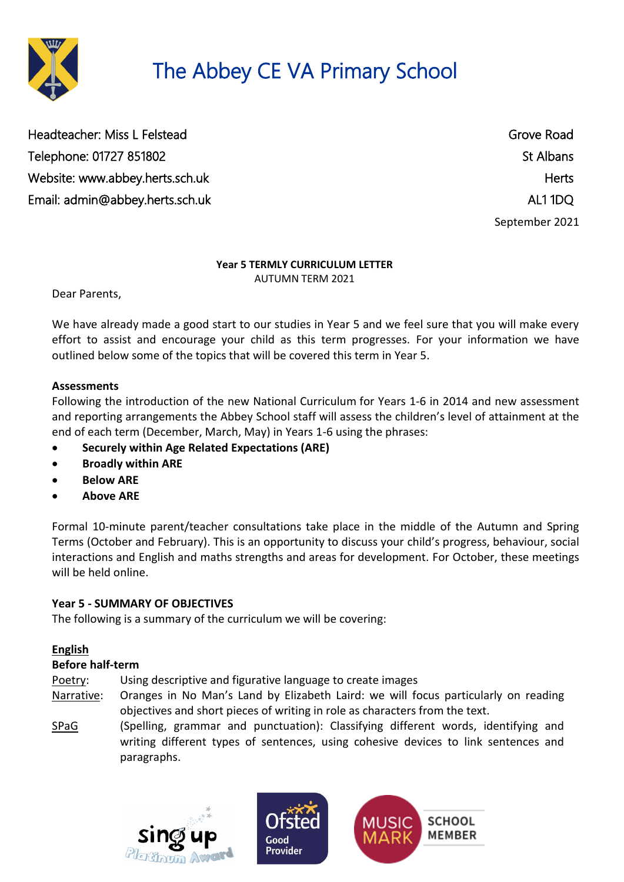# The Abbey CE VA Primary School

Headteacher: Miss L Felstead
Telephone: 01727 851802
Website: www.abbey.herts.sch.uk
Email: admin@abbey.herts.sch.uk

Grove Road
St Albans
Herts
AL1 1DQ

September 2021

**Year 5 TERMLY CURRICULUM LETTER**
AUTUMN TERM 2021

Dear Parents,

We have already made a good start to our studies in Year 5 and we feel sure that you will make every effort to assist and encourage your child as this term progresses. For your information we have outlined below some of the topics that will be covered this term in Year 5.

**Assessments**

Following the introduction of the new National Curriculum for Years 1-6 in 2014 and new assessment and reporting arrangements the Abbey School staff will assess the children's level of attainment at the end of each term (December, March, May) in Years 1-6 using the phrases:

- **Securely within Age Related Expectations (ARE)**
- **Broadly within ARE**
- **Below ARE**
- **Above ARE**

Formal 10-minute parent/teacher consultations take place in the middle of the Autumn and Spring Terms (October and February). This is an opportunity to discuss your child's progress, behaviour, social interactions and English and maths strengths and areas for development. For October, these meetings will be held online.

**Year 5 - SUMMARY OF OBJECTIVES**

The following is a summary of the curriculum we will be covering:

**English**

**Before half-term**

Poetry: Using descriptive and figurative language to create images

Narrative: Oranges in No Man's Land by Elizabeth Laird: we will focus particularly on reading objectives and short pieces of writing in role as characters from the text.

SPaG (Spelling, grammar and punctuation): Classifying different words, identifying and writing different types of sentences, using cohesive devices to link sentences and paragraphs.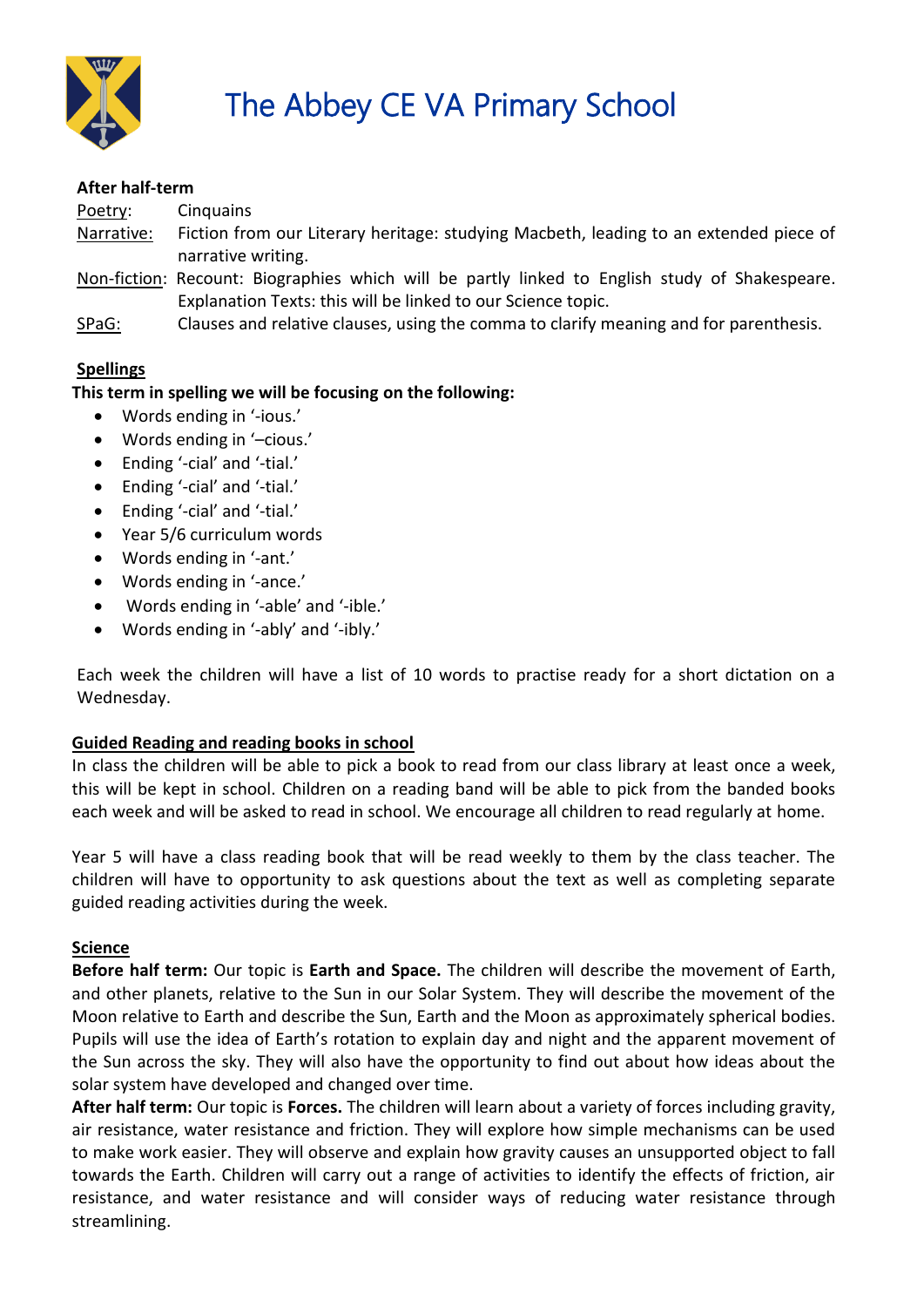# The Abbey CE VA Primary School

**After half-term**

Poetry: Cinquains

Narrative: Fiction from our Literary heritage: studying Macbeth, leading to an extended piece of narrative writing.

Non-fiction: Recount: Biographies which will be partly linked to English study of Shakespeare. Explanation Texts: this will be linked to our Science topic.

SPaG: Clauses and relative clauses, using the comma to clarify meaning and for parenthesis.

**Spellings**

**This term in spelling we will be focusing on the following:**

- Words ending in '-ious.'
- Words ending in '–cious.'
- Ending '-cial' and '-tial.'
- Ending '-cial' and '-tial.'
- Ending '-cial' and '-tial.'
- Year 5/6 curriculum words
- Words ending in '-ant.'
- Words ending in '-ance.'
- Words ending in '-able' and '-ible.'
- Words ending in '-ably' and '-ibly.'

Each week the children will have a list of 10 words to practise ready for a short dictation on a Wednesday.

**Guided Reading and reading books in school**

In class the children will be able to pick a book to read from our class library at least once a week, this will be kept in school. Children on a reading band will be able to pick from the banded books each week and will be asked to read in school. We encourage all children to read regularly at home.

Year 5 will have a class reading book that will be read weekly to them by the class teacher. The children will have to opportunity to ask questions about the text as well as completing separate guided reading activities during the week.

**Science**

**Before half term:** Our topic is **Earth and Space.** The children will describe the movement of Earth, and other planets, relative to the Sun in our Solar System. They will describe the movement of the Moon relative to Earth and describe the Sun, Earth and the Moon as approximately spherical bodies. Pupils will use the idea of Earth's rotation to explain day and night and the apparent movement of the Sun across the sky. They will also have the opportunity to find out about how ideas about the solar system have developed and changed over time.

**After half term:** Our topic is **Forces.** The children will learn about a variety of forces including gravity, air resistance, water resistance and friction. They will explore how simple mechanisms can be used to make work easier. They will observe and explain how gravity causes an unsupported object to fall towards the Earth. Children will carry out a range of activities to identify the effects of friction, air resistance, and water resistance and will consider ways of reducing water resistance through streamlining.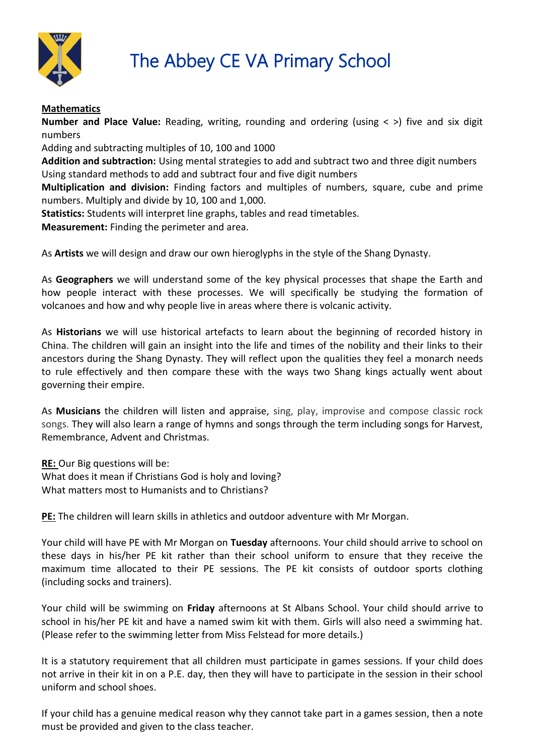# The Abbey CE VA Primary School

**Mathematics**

**Number and Place Value:** Reading, writing, rounding and ordering (using < >) five and six digit numbers

Adding and subtracting multiples of 10, 100 and 1000

**Addition and subtraction:** Using mental strategies to add and subtract two and three digit numbers

Using standard methods to add and subtract four and five digit numbers

**Multiplication and division:** Finding factors and multiples of numbers, square, cube and prime numbers. Multiply and divide by 10, 100 and 1,000.

**Statistics:** Students will interpret line graphs, tables and read timetables.

**Measurement:** Finding the perimeter and area.

As **Artists** we will design and draw our own hieroglyphs in the style of the Shang Dynasty.

As **Geographers** we will understand some of the key physical processes that shape the Earth and how people interact with these processes. We will specifically be studying the formation of volcanoes and how and why people live in areas where there is volcanic activity.

As **Historians** we will use historical artefacts to learn about the beginning of recorded history in China. The children will gain an insight into the life and times of the nobility and their links to their ancestors during the Shang Dynasty. They will reflect upon the qualities they feel a monarch needs to rule effectively and then compare these with the ways two Shang kings actually went about governing their empire.

As **Musicians** the children will listen and appraise, sing, play, improvise and compose classic rock songs. They will also learn a range of hymns and songs through the term including songs for Harvest, Remembrance, Advent and Christmas.

**RE:** Our Big questions will be:

What does it mean if Christians God is holy and loving?

What matters most to Humanists and to Christians?

**PE:** The children will learn skills in athletics and outdoor adventure with Mr Morgan.

Your child will have PE with Mr Morgan on **Tuesday** afternoons. Your child should arrive to school on these days in his/her PE kit rather than their school uniform to ensure that they receive the maximum time allocated to their PE sessions. The PE kit consists of outdoor sports clothing (including socks and trainers).

Your child will be swimming on **Friday** afternoons at St Albans School. Your child should arrive to school in his/her PE kit and have a named swim kit with them. Girls will also need a swimming hat. (Please refer to the swimming letter from Miss Felstead for more details.)

It is a statutory requirement that all children must participate in games sessions. If your child does not arrive in their kit in on a P.E. day, then they will have to participate in the session in their school uniform and school shoes.

If your child has a genuine medical reason why they cannot take part in a games session, then a note must be provided and given to the class teacher.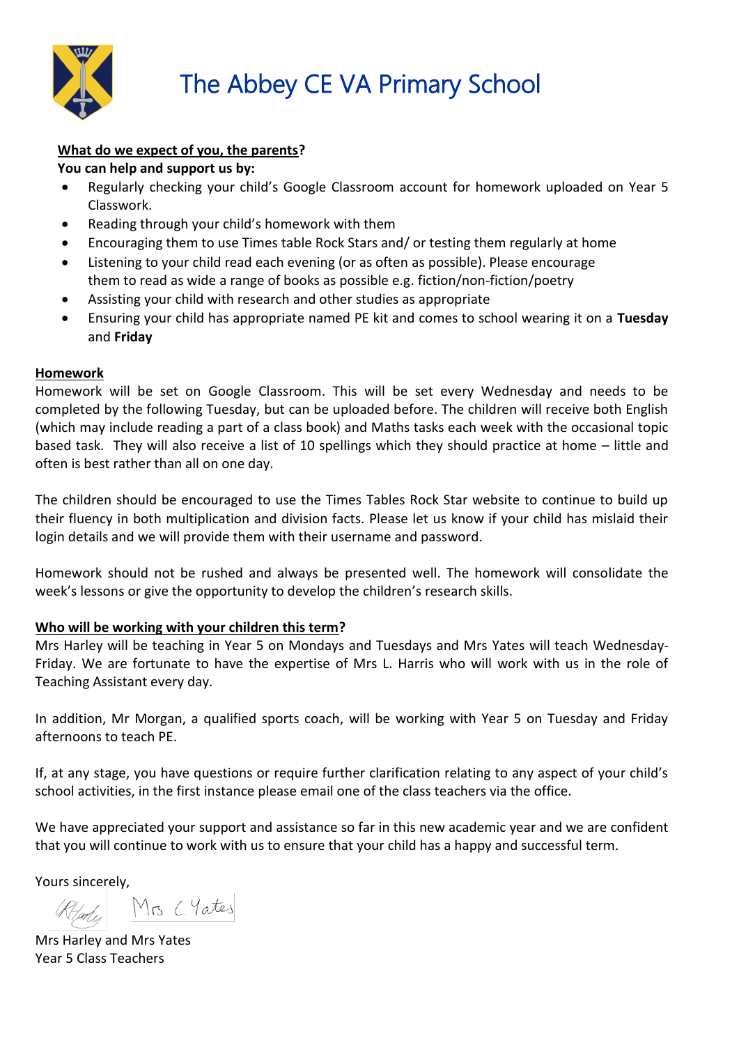# The Abbey CE VA Primary School

**What do we expect of you, the parents?**

**You can help and support us by:**

- Regularly checking your child's Google Classroom account for homework uploaded on Year 5 Classwork.
- Reading through your child's homework with them
- Encouraging them to use Times table Rock Stars and/ or testing them regularly at home
- Listening to your child read each evening (or as often as possible). Please encourage them to read as wide a range of books as possible e.g. fiction/non-fiction/poetry
- Assisting your child with research and other studies as appropriate
- Ensuring your child has appropriate named PE kit and comes to school wearing it on a **Tuesday** and **Friday**

**Homework**

Homework will be set on Google Classroom. This will be set every Wednesday and needs to be completed by the following Tuesday, but can be uploaded before. The children will receive both English (which may include reading a part of a class book) and Maths tasks each week with the occasional topic based task. They will also receive a list of 10 spellings which they should practice at home – little and often is best rather than all on one day.

The children should be encouraged to use the Times Tables Rock Star website to continue to build up their fluency in both multiplication and division facts. Please let us know if your child has mislaid their login details and we will provide them with their username and password.

Homework should not be rushed and always be presented well. The homework will consolidate the week's lessons or give the opportunity to develop the children's research skills.

**Who will be working with your children this term?**

Mrs Harley will be teaching in Year 5 on Mondays and Tuesdays and Mrs Yates will teach Wednesday-Friday. We are fortunate to have the expertise of Mrs L. Harris who will work with us in the role of Teaching Assistant every day.

In addition, Mr Morgan, a qualified sports coach, will be working with Year 5 on Tuesday and Friday afternoons to teach PE.

If, at any stage, you have questions or require further clarification relating to any aspect of your child's school activities, in the first instance please email one of the class teachers via the office.

We have appreciated your support and assistance so far in this new academic year and we are confident that you will continue to work with us to ensure that your child has a happy and successful term.

Yours sincerely,

R Harley    Mrs C. Yates

Mrs Harley and Mrs Yates
Year 5 Class Teachers